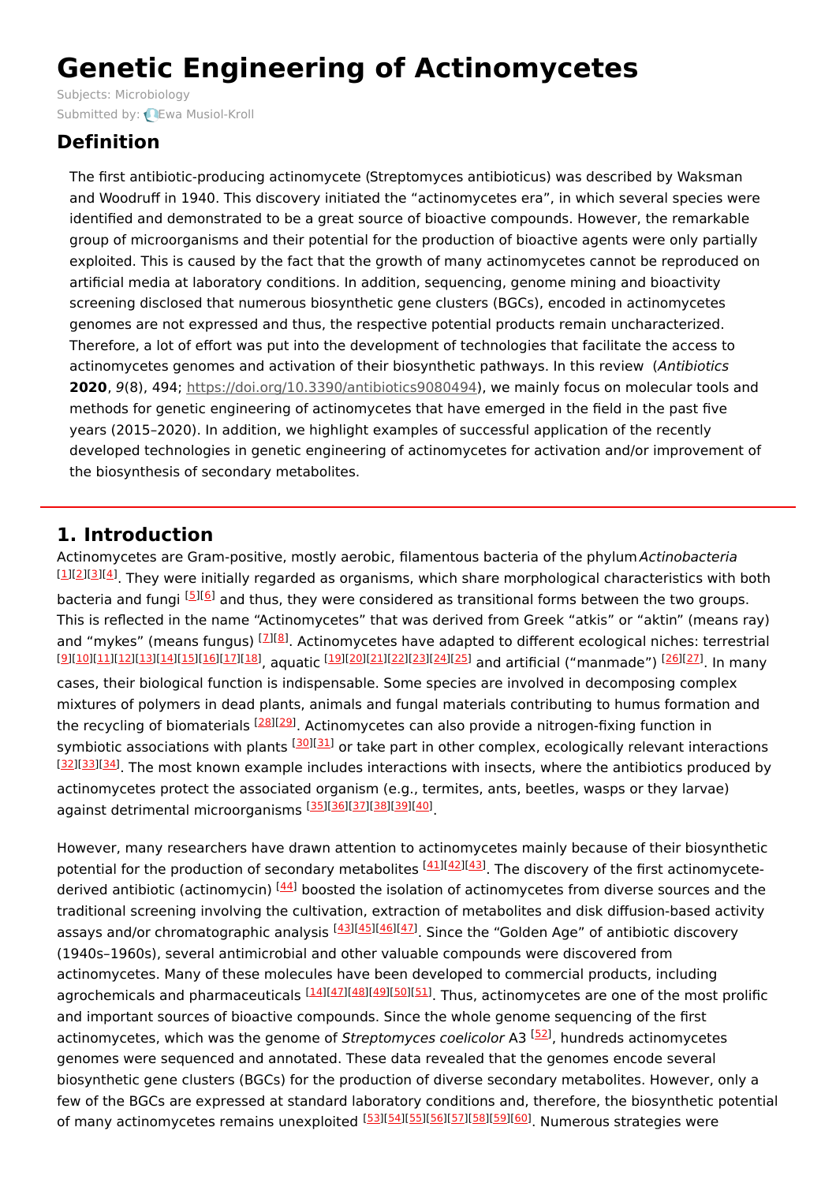# Genetic Engineering of Actinomycetes

Subjects: Microbiology

Submitted by: Ewa Musiol-Kroll

## Definition

The first antibiotic-producing actinomycete (Streptomyces antibioticus) was described by Waksman and Woodruff in 1940. This discovery initiated the "actinomycetes era", in which several species were identified and demonstrated to be a great source of bioactive compounds. However, the remarkable group of microorganisms and their potential for the production of bioactive agents were only partially exploited. This is caused by the fact that the growth of many actinomycetes cannot be reproduced on artificial media at laboratory conditions. In addition, sequencing, genome mining and bioactivity screening disclosed that numerous biosynthetic gene clusters (BGCs), encoded in actinomycetes genomes are not expressed and thus, the respective potential products remain uncharacterized. Therefore, a lot of effort was put into the development of technologies that facilitate the access to actinomycetes genomes and activation of their biosynthetic pathways. In this review (*Antibiotics* **2020**, *9*(8), 494; https://doi.org/10.3390/antibiotics9080494), we mainly focus on molecular tools and methods for genetic engineering of actinomycetes that have emerged in the field in the past five years (2015–2020). In addition, we highlight examples of successful application of the recently developed technologies in genetic engineering of actinomycetes for activation and/or improvement of the biosynthesis of secondary metabolites.

## 1. Introduction

Actinomycetes are Gram-positive, mostly aerobic, filamentous bacteria of the phylum *Actinobacteria* [1][2][3][4]. They were initially regarded as organisms, which share morphological characteristics with both bacteria and fungi [5][6] and thus, they were considered as transitional forms between the two groups. This is reflected in the name "Actinomycetes" that was derived from Greek "atkis" or "aktin" (means ray) and "mykes" (means fungus) [7][8]. Actinomycetes have adapted to different ecological niches: terrestrial [9][10][11][12][13][14][15][16][17][18], aquatic [19][20][21][22][23][24][25] and artificial ("manmade") [26][27]. In many cases, their biological function is indispensable. Some species are involved in decomposing complex mixtures of polymers in dead plants, animals and fungal materials contributing to humus formation and the recycling of biomaterials [28][29]. Actinomycetes can also provide a nitrogen-fixing function in symbiotic associations with plants [30][31] or take part in other complex, ecologically relevant interactions [32][33][34]. The most known example includes interactions with insects, where the antibiotics produced by actinomycetes protect the associated organism (e.g., termites, ants, beetles, wasps or they larvae) against detrimental microorganisms [35][36][37][38][39][40].

However, many researchers have drawn attention to actinomycetes mainly because of their biosynthetic potential for the production of secondary metabolites [41][42][43]. The discovery of the first actinomycete-derived antibiotic (actinomycin) [44] boosted the isolation of actinomycetes from diverse sources and the traditional screening involving the cultivation, extraction of metabolites and disk diffusion-based activity assays and/or chromatographic analysis [43][45][46][47]. Since the "Golden Age" of antibiotic discovery (1940s–1960s), several antimicrobial and other valuable compounds were discovered from actinomycetes. Many of these molecules have been developed to commercial products, including agrochemicals and pharmaceuticals [14][47][48][49][50][51]. Thus, actinomycetes are one of the most prolific and important sources of bioactive compounds. Since the whole genome sequencing of the first actinomycetes, which was the genome of *Streptomyces coelicolor* A3 [52], hundreds actinomycetes genomes were sequenced and annotated. These data revealed that the genomes encode several biosynthetic gene clusters (BGCs) for the production of diverse secondary metabolites. However, only a few of the BGCs are expressed at standard laboratory conditions and, therefore, the biosynthetic potential of many actinomycetes remains unexploited [53][54][55][56][57][58][59][60]. Numerous strategies were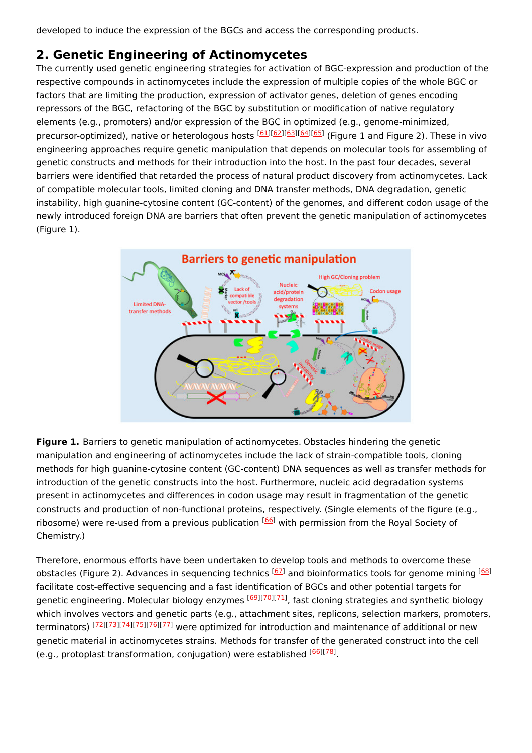developed to induce the expression of the BGCs and access the corresponding products.

## 2. Genetic Engineering of Actinomycetes

The currently used genetic engineering strategies for activation of BGC-expression and production of the respective compounds in actinomycetes include the expression of multiple copies of the whole BGC or factors that are limiting the production, expression of activator genes, deletion of genes encoding repressors of the BGC, refactoring of the BGC by substitution or modification of native regulatory elements (e.g., promoters) and/or expression of the BGC in optimized (e.g., genome-minimized, precursor-optimized), native or heterologous hosts [61][62][63][64][65] (Figure 1 and Figure 2). These in vivo engineering approaches require genetic manipulation that depends on molecular tools for assembling of genetic constructs and methods for their introduction into the host. In the past four decades, several barriers were identified that retarded the process of natural product discovery from actinomycetes. Lack of compatible molecular tools, limited cloning and DNA transfer methods, DNA degradation, genetic instability, high guanine-cytosine content (GC-content) of the genomes, and different codon usage of the newly introduced foreign DNA are barriers that often prevent the genetic manipulation of actinomycetes (Figure 1).

**Figure 1.** Barriers to genetic manipulation of actinomycetes. Obstacles hindering the genetic manipulation and engineering of actinomycetes include the lack of strain-compatible tools, cloning methods for high guanine-cytosine content (GC-content) DNA sequences as well as transfer methods for introduction of the genetic constructs into the host. Furthermore, nucleic acid degradation systems present in actinomycetes and differences in codon usage may result in fragmentation of the genetic constructs and production of non-functional proteins, respectively. (Single elements of the figure (e.g., ribosome) were re-used from a previous publication [66] with permission from the Royal Society of Chemistry.)

Therefore, enormous efforts have been undertaken to develop tools and methods to overcome these obstacles (Figure 2). Advances in sequencing technics [67] and bioinformatics tools for genome mining [68] facilitate cost-effective sequencing and a fast identification of BGCs and other potential targets for genetic engineering. Molecular biology enzymes [69][70][71], fast cloning strategies and synthetic biology which involves vectors and genetic parts (e.g., attachment sites, replicons, selection markers, promoters, terminators) [72][73][74][75][76][77] were optimized for introduction and maintenance of additional or new genetic material in actinomycetes strains. Methods for transfer of the generated construct into the cell (e.g., protoplast transformation, conjugation) were established [66][78].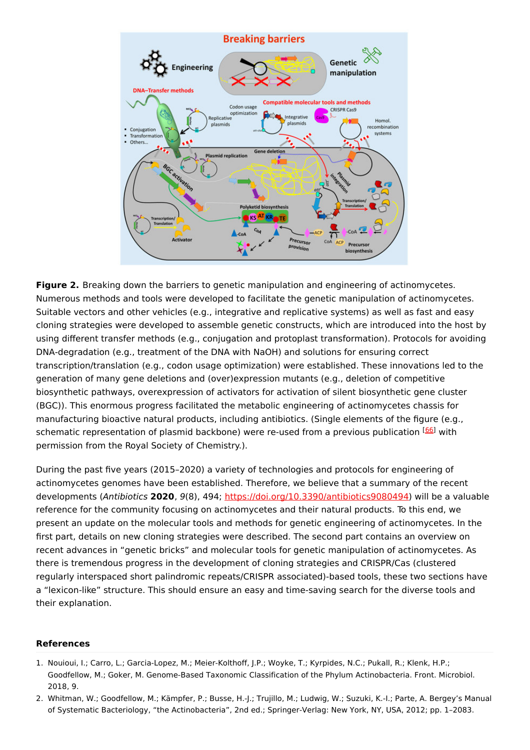**Figure 2.** Breaking down the barriers to genetic manipulation and engineering of actinomycetes. Numerous methods and tools were developed to facilitate the genetic manipulation of actinomycetes. Suitable vectors and other vehicles (e.g., integrative and replicative systems) as well as fast and easy cloning strategies were developed to assemble genetic constructs, which are introduced into the host by using different transfer methods (e.g., conjugation and protoplast transformation). Protocols for avoiding DNA-degradation (e.g., treatment of the DNA with NaOH) and solutions for ensuring correct transcription/translation (e.g., codon usage optimization) were established. These innovations led to the generation of many gene deletions and (over)expression mutants (e.g., deletion of competitive biosynthetic pathways, overexpression of activators for activation of silent biosynthetic gene cluster (BGC)). This enormous progress facilitated the metabolic engineering of actinomycetes chassis for manufacturing bioactive natural products, including antibiotics. (Single elements of the figure (e.g., schematic representation of plasmid backbone) were re-used from a previous publication [66] with permission from the Royal Society of Chemistry.).

During the past five years (2015–2020) a variety of technologies and protocols for engineering of actinomycetes genomes have been established. Therefore, we believe that a summary of the recent developments (*Antibiotics* **2020**, *9*(8), 494; https://doi.org/10.3390/antibiotics9080494) will be a valuable reference for the community focusing on actinomycetes and their natural products. To this end, we present an update on the molecular tools and methods for genetic engineering of actinomycetes. In the first part, details on new cloning strategies were described. The second part contains an overview on recent advances in "genetic bricks" and molecular tools for genetic manipulation of actinomycetes. As there is tremendous progress in the development of cloning strategies and CRISPR/Cas (clustered regularly interspaced short palindromic repeats/CRISPR associated)-based tools, these two sections have a "lexicon-like" structure. This should ensure an easy and time-saving search for the diverse tools and their explanation.

## References

1. Nouioui, I.; Carro, L.; Garcia-Lopez, M.; Meier-Kolthoff, J.P.; Woyke, T.; Kyrpides, N.C.; Pukall, R.; Klenk, H.P.; Goodfellow, M.; Goker, M. Genome-Based Taxonomic Classification of the Phylum Actinobacteria. Front. Microbiol. 2018, 9.
2. Whitman, W.; Goodfellow, M.; Kämpfer, P.; Busse, H.-J.; Trujillo, M.; Ludwig, W.; Suzuki, K.-I.; Parte, A. Bergey's Manual of Systematic Bacteriology, "the Actinobacteria", 2nd ed.; Springer-Verlag: New York, NY, USA, 2012; pp. 1–2083.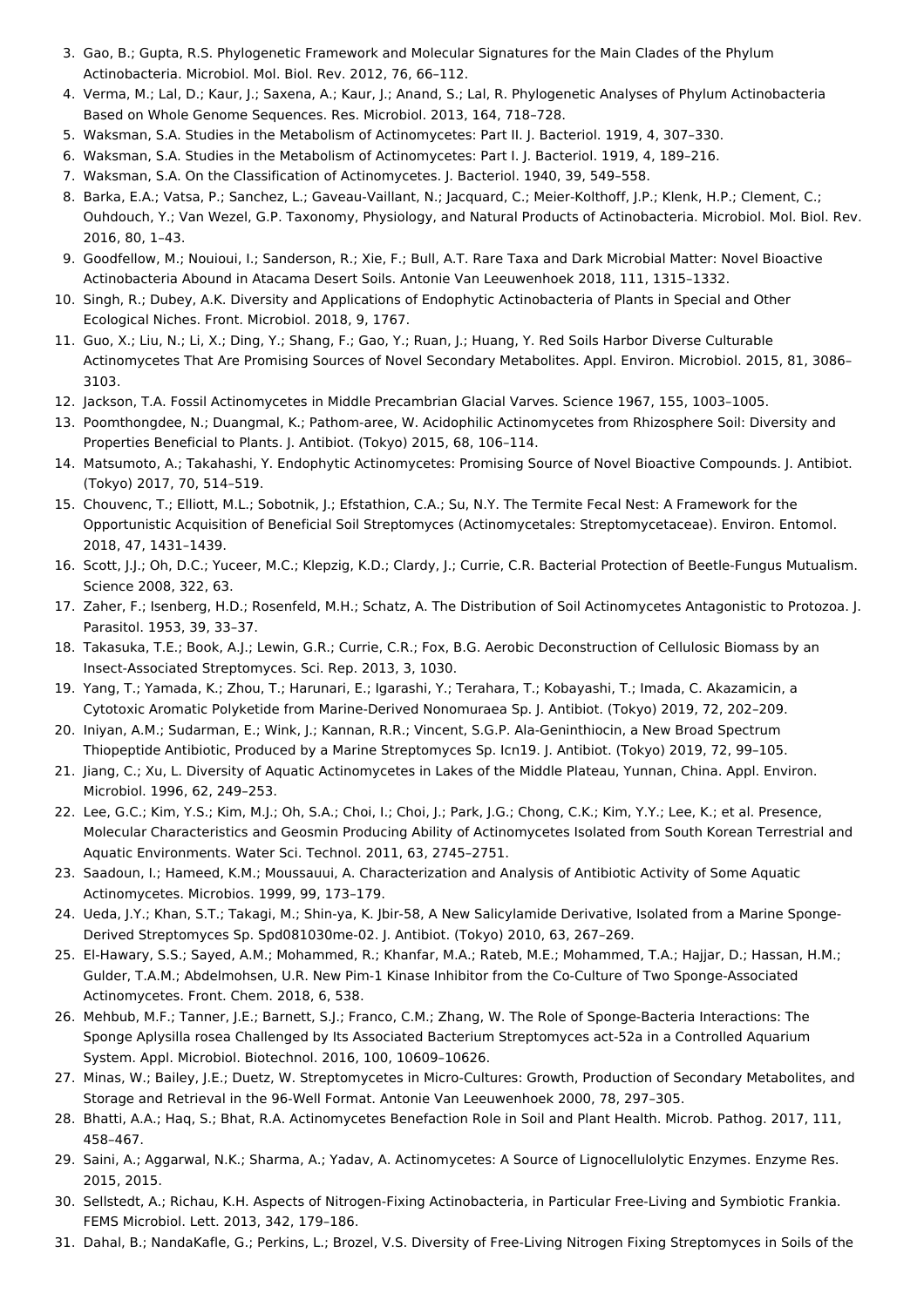3. Gao, B.; Gupta, R.S. Phylogenetic Framework and Molecular Signatures for the Main Clades of the Phylum Actinobacteria. Microbiol. Mol. Biol. Rev. 2012, 76, 66–112.
4. Verma, M.; Lal, D.; Kaur, J.; Saxena, A.; Kaur, J.; Anand, S.; Lal, R. Phylogenetic Analyses of Phylum Actinobacteria Based on Whole Genome Sequences. Res. Microbiol. 2013, 164, 718–728.
5. Waksman, S.A. Studies in the Metabolism of Actinomycetes: Part II. J. Bacteriol. 1919, 4, 307–330.
6. Waksman, S.A. Studies in the Metabolism of Actinomycetes: Part I. J. Bacteriol. 1919, 4, 189–216.
7. Waksman, S.A. On the Classification of Actinomycetes. J. Bacteriol. 1940, 39, 549–558.
8. Barka, E.A.; Vatsa, P.; Sanchez, L.; Gaveau-Vaillant, N.; Jacquard, C.; Meier-Kolthoff, J.P.; Klenk, H.P.; Clement, C.; Ouhdouch, Y.; Van Wezel, G.P. Taxonomy, Physiology, and Natural Products of Actinobacteria. Microbiol. Mol. Biol. Rev. 2016, 80, 1–43.
9. Goodfellow, M.; Nouioui, I.; Sanderson, R.; Xie, F.; Bull, A.T. Rare Taxa and Dark Microbial Matter: Novel Bioactive Actinobacteria Abound in Atacama Desert Soils. Antonie Van Leeuwenhoek 2018, 111, 1315–1332.
10. Singh, R.; Dubey, A.K. Diversity and Applications of Endophytic Actinobacteria of Plants in Special and Other Ecological Niches. Front. Microbiol. 2018, 9, 1767.
11. Guo, X.; Liu, N.; Li, X.; Ding, Y.; Shang, F.; Gao, Y.; Ruan, J.; Huang, Y. Red Soils Harbor Diverse Culturable Actinomycetes That Are Promising Sources of Novel Secondary Metabolites. Appl. Environ. Microbiol. 2015, 81, 3086–3103.
12. Jackson, T.A. Fossil Actinomycetes in Middle Precambrian Glacial Varves. Science 1967, 155, 1003–1005.
13. Poomthongdee, N.; Duangmal, K.; Pathom-aree, W. Acidophilic Actinomycetes from Rhizosphere Soil: Diversity and Properties Beneficial to Plants. J. Antibiot. (Tokyo) 2015, 68, 106–114.
14. Matsumoto, A.; Takahashi, Y. Endophytic Actinomycetes: Promising Source of Novel Bioactive Compounds. J. Antibiot. (Tokyo) 2017, 70, 514–519.
15. Chouvenc, T.; Elliott, M.L.; Sobotnik, J.; Efstathion, C.A.; Su, N.Y. The Termite Fecal Nest: A Framework for the Opportunistic Acquisition of Beneficial Soil Streptomyces (Actinomycetales: Streptomycetaceae). Environ. Entomol. 2018, 47, 1431–1439.
16. Scott, J.J.; Oh, D.C.; Yuceer, M.C.; Klepzig, K.D.; Clardy, J.; Currie, C.R. Bacterial Protection of Beetle-Fungus Mutualism. Science 2008, 322, 63.
17. Zaher, F.; Isenberg, H.D.; Rosenfeld, M.H.; Schatz, A. The Distribution of Soil Actinomycetes Antagonistic to Protozoa. J. Parasitol. 1953, 39, 33–37.
18. Takasuka, T.E.; Book, A.J.; Lewin, G.R.; Currie, C.R.; Fox, B.G. Aerobic Deconstruction of Cellulosic Biomass by an Insect-Associated Streptomyces. Sci. Rep. 2013, 3, 1030.
19. Yang, T.; Yamada, K.; Zhou, T.; Harunari, E.; Igarashi, Y.; Terahara, T.; Kobayashi, T.; Imada, C. Akazamicin, a Cytotoxic Aromatic Polyketide from Marine-Derived Nonomuraea Sp. J. Antibiot. (Tokyo) 2019, 72, 202–209.
20. Iniyan, A.M.; Sudarman, E.; Wink, J.; Kannan, R.R.; Vincent, S.G.P. Ala-Geninthiocin, a New Broad Spectrum Thiopeptide Antibiotic, Produced by a Marine Streptomyces Sp. Icn19. J. Antibiot. (Tokyo) 2019, 72, 99–105.
21. Jiang, C.; Xu, L. Diversity of Aquatic Actinomycetes in Lakes of the Middle Plateau, Yunnan, China. Appl. Environ. Microbiol. 1996, 62, 249–253.
22. Lee, G.C.; Kim, Y.S.; Kim, M.J.; Oh, S.A.; Choi, I.; Choi, J.; Park, J.G.; Chong, C.K.; Kim, Y.Y.; Lee, K.; et al. Presence, Molecular Characteristics and Geosmin Producing Ability of Actinomycetes Isolated from South Korean Terrestrial and Aquatic Environments. Water Sci. Technol. 2011, 63, 2745–2751.
23. Saadoun, I.; Hameed, K.M.; Moussauui, A. Characterization and Analysis of Antibiotic Activity of Some Aquatic Actinomycetes. Microbios. 1999, 99, 173–179.
24. Ueda, J.Y.; Khan, S.T.; Takagi, M.; Shin-ya, K. Jbir-58, A New Salicylamide Derivative, Isolated from a Marine Sponge-Derived Streptomyces Sp. Spd081030me-02. J. Antibiot. (Tokyo) 2010, 63, 267–269.
25. El-Hawary, S.S.; Sayed, A.M.; Mohammed, R.; Khanfar, M.A.; Rateb, M.E.; Mohammed, T.A.; Hajjar, D.; Hassan, H.M.; Gulder, T.A.M.; Abdelmohsen, U.R. New Pim-1 Kinase Inhibitor from the Co-Culture of Two Sponge-Associated Actinomycetes. Front. Chem. 2018, 6, 538.
26. Mehbub, M.F.; Tanner, J.E.; Barnett, S.J.; Franco, C.M.; Zhang, W. The Role of Sponge-Bacteria Interactions: The Sponge Aplysilla rosea Challenged by Its Associated Bacterium Streptomyces act-52a in a Controlled Aquarium System. Appl. Microbiol. Biotechnol. 2016, 100, 10609–10626.
27. Minas, W.; Bailey, J.E.; Duetz, W. Streptomycetes in Micro-Cultures: Growth, Production of Secondary Metabolites, and Storage and Retrieval in the 96-Well Format. Antonie Van Leeuwenhoek 2000, 78, 297–305.
28. Bhatti, A.A.; Haq, S.; Bhat, R.A. Actinomycetes Benefaction Role in Soil and Plant Health. Microb. Pathog. 2017, 111, 458–467.
29. Saini, A.; Aggarwal, N.K.; Sharma, A.; Yadav, A. Actinomycetes: A Source of Lignocellulolytic Enzymes. Enzyme Res. 2015, 2015.
30. Sellstedt, A.; Richau, K.H. Aspects of Nitrogen-Fixing Actinobacteria, in Particular Free-Living and Symbiotic Frankia. FEMS Microbiol. Lett. 2013, 342, 179–186.
31. Dahal, B.; NandaKafle, G.; Perkins, L.; Brozel, V.S. Diversity of Free-Living Nitrogen Fixing Streptomyces in Soils of the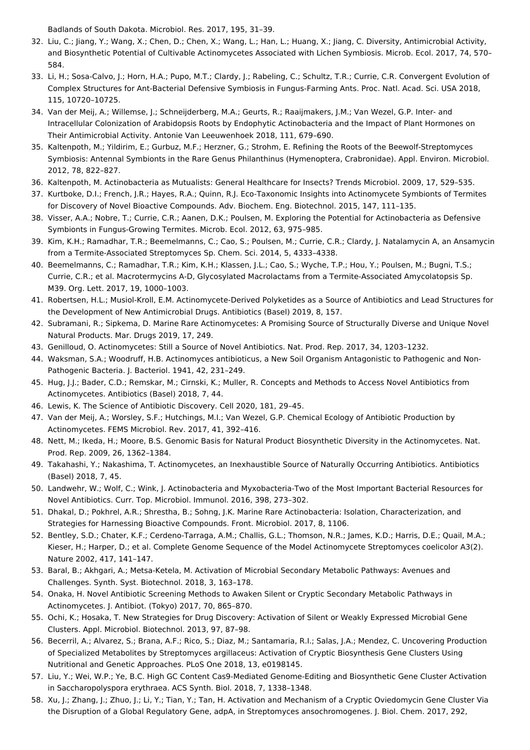Badlands of South Dakota. Microbiol. Res. 2017, 195, 31–39.

32. Liu, C.; Jiang, Y.; Wang, X.; Chen, D.; Chen, X.; Wang, L.; Han, L.; Huang, X.; Jiang, C. Diversity, Antimicrobial Activity, and Biosynthetic Potential of Cultivable Actinomycetes Associated with Lichen Symbiosis. Microb. Ecol. 2017, 74, 570–584.
33. Li, H.; Sosa-Calvo, J.; Horn, H.A.; Pupo, M.T.; Clardy, J.; Rabeling, C.; Schultz, T.R.; Currie, C.R. Convergent Evolution of Complex Structures for Ant-Bacterial Defensive Symbiosis in Fungus-Farming Ants. Proc. Natl. Acad. Sci. USA 2018, 115, 10720–10725.
34. Van der Meij, A.; Willemse, J.; Schneijderberg, M.A.; Geurts, R.; Raaijmakers, J.M.; Van Wezel, G.P. Inter- and Intracellular Colonization of Arabidopsis Roots by Endophytic Actinobacteria and the Impact of Plant Hormones on Their Antimicrobial Activity. Antonie Van Leeuwenhoek 2018, 111, 679–690.
35. Kaltenpoth, M.; Yildirim, E.; Gurbuz, M.F.; Herzner, G.; Strohm, E. Refining the Roots of the Beewolf-Streptomyces Symbiosis: Antennal Symbionts in the Rare Genus Philanthinus (Hymenoptera, Crabronidae). Appl. Environ. Microbiol. 2012, 78, 822–827.
36. Kaltenpoth, M. Actinobacteria as Mutualists: General Healthcare for Insects? Trends Microbiol. 2009, 17, 529–535.
37. Kurtboke, D.I.; French, J.R.; Hayes, R.A.; Quinn, R.J. Eco-Taxonomic Insights into Actinomycete Symbionts of Termites for Discovery of Novel Bioactive Compounds. Adv. Biochem. Eng. Biotechnol. 2015, 147, 111–135.
38. Visser, A.A.; Nobre, T.; Currie, C.R.; Aanen, D.K.; Poulsen, M. Exploring the Potential for Actinobacteria as Defensive Symbionts in Fungus-Growing Termites. Microb. Ecol. 2012, 63, 975–985.
39. Kim, K.H.; Ramadhar, T.R.; Beemelmanns, C.; Cao, S.; Poulsen, M.; Currie, C.R.; Clardy, J. Natalamycin A, an Ansamycin from a Termite-Associated Streptomyces Sp. Chem. Sci. 2014, 5, 4333–4338.
40. Beemelmanns, C.; Ramadhar, T.R.; Kim, K.H.; Klassen, J.L.; Cao, S.; Wyche, T.P.; Hou, Y.; Poulsen, M.; Bugni, T.S.; Currie, C.R.; et al. Macrotermycins A-D, Glycosylated Macrolactams from a Termite-Associated Amycolatopsis Sp. M39. Org. Lett. 2017, 19, 1000–1003.
41. Robertsen, H.L.; Musiol-Kroll, E.M. Actinomycete-Derived Polyketides as a Source of Antibiotics and Lead Structures for the Development of New Antimicrobial Drugs. Antibiotics (Basel) 2019, 8, 157.
42. Subramani, R.; Sipkema, D. Marine Rare Actinomycetes: A Promising Source of Structurally Diverse and Unique Novel Natural Products. Mar. Drugs 2019, 17, 249.
43. Genilloud, O. Actinomycetes: Still a Source of Novel Antibiotics. Nat. Prod. Rep. 2017, 34, 1203–1232.
44. Waksman, S.A.; Woodruff, H.B. Actinomyces antibioticus, a New Soil Organism Antagonistic to Pathogenic and Non-Pathogenic Bacteria. J. Bacteriol. 1941, 42, 231–249.
45. Hug, J.J.; Bader, C.D.; Remskar, M.; Cirnski, K.; Muller, R. Concepts and Methods to Access Novel Antibiotics from Actinomycetes. Antibiotics (Basel) 2018, 7, 44.
46. Lewis, K. The Science of Antibiotic Discovery. Cell 2020, 181, 29–45.
47. Van der Meij, A.; Worsley, S.F.; Hutchings, M.I.; Van Wezel, G.P. Chemical Ecology of Antibiotic Production by Actinomycetes. FEMS Microbiol. Rev. 2017, 41, 392–416.
48. Nett, M.; Ikeda, H.; Moore, B.S. Genomic Basis for Natural Product Biosynthetic Diversity in the Actinomycetes. Nat. Prod. Rep. 2009, 26, 1362–1384.
49. Takahashi, Y.; Nakashima, T. Actinomycetes, an Inexhaustible Source of Naturally Occurring Antibiotics. Antibiotics (Basel) 2018, 7, 45.
50. Landwehr, W.; Wolf, C.; Wink, J. Actinobacteria and Myxobacteria-Two of the Most Important Bacterial Resources for Novel Antibiotics. Curr. Top. Microbiol. Immunol. 2016, 398, 273–302.
51. Dhakal, D.; Pokhrel, A.R.; Shrestha, B.; Sohng, J.K. Marine Rare Actinobacteria: Isolation, Characterization, and Strategies for Harnessing Bioactive Compounds. Front. Microbiol. 2017, 8, 1106.
52. Bentley, S.D.; Chater, K.F.; Cerdeno-Tarraga, A.M.; Challis, G.L.; Thomson, N.R.; James, K.D.; Harris, D.E.; Quail, M.A.; Kieser, H.; Harper, D.; et al. Complete Genome Sequence of the Model Actinomycete Streptomyces coelicolor A3(2). Nature 2002, 417, 141–147.
53. Baral, B.; Akhgari, A.; Metsa-Ketela, M. Activation of Microbial Secondary Metabolic Pathways: Avenues and Challenges. Synth. Syst. Biotechnol. 2018, 3, 163–178.
54. Onaka, H. Novel Antibiotic Screening Methods to Awaken Silent or Cryptic Secondary Metabolic Pathways in Actinomycetes. J. Antibiot. (Tokyo) 2017, 70, 865–870.
55. Ochi, K.; Hosaka, T. New Strategies for Drug Discovery: Activation of Silent or Weakly Expressed Microbial Gene Clusters. Appl. Microbiol. Biotechnol. 2013, 97, 87–98.
56. Becerril, A.; Alvarez, S.; Brana, A.F.; Rico, S.; Diaz, M.; Santamaria, R.I.; Salas, J.A.; Mendez, C. Uncovering Production of Specialized Metabolites by Streptomyces argillaceus: Activation of Cryptic Biosynthesis Gene Clusters Using Nutritional and Genetic Approaches. PLoS One 2018, 13, e0198145.
57. Liu, Y.; Wei, W.P.; Ye, B.C. High GC Content Cas9-Mediated Genome-Editing and Biosynthetic Gene Cluster Activation in Saccharopolyspora erythraea. ACS Synth. Biol. 2018, 7, 1338–1348.
58. Xu, J.; Zhang, J.; Zhuo, J.; Li, Y.; Tian, Y.; Tan, H. Activation and Mechanism of a Cryptic Oviedomycin Gene Cluster Via the Disruption of a Global Regulatory Gene, adpA, in Streptomyces ansochromogenes. J. Biol. Chem. 2017, 292,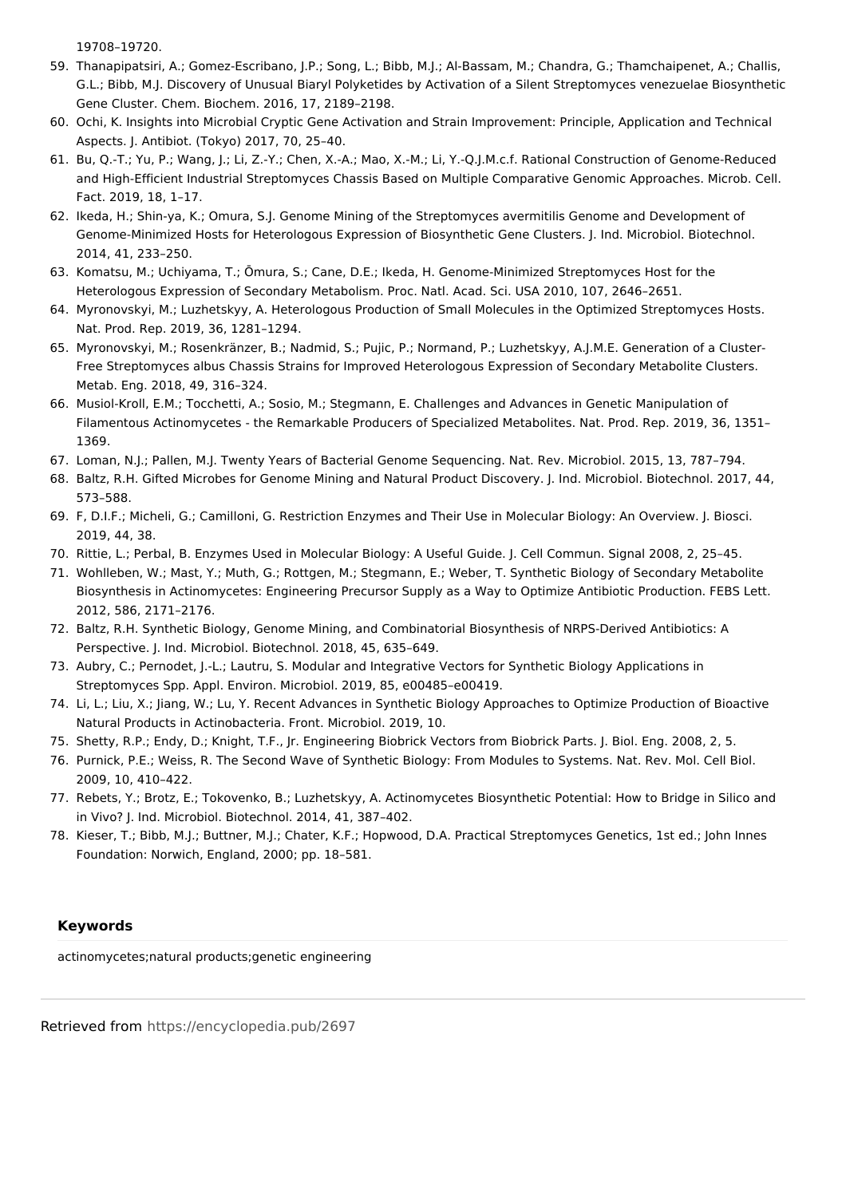19708–19720.

59. Thanapipatsiri, A.; Gomez-Escribano, J.P.; Song, L.; Bibb, M.J.; Al-Bassam, M.; Chandra, G.; Thamchaipenet, A.; Challis, G.L.; Bibb, M.J. Discovery of Unusual Biaryl Polyketides by Activation of a Silent Streptomyces venezuelae Biosynthetic Gene Cluster. Chem. Biochem. 2016, 17, 2189–2198.
60. Ochi, K. Insights into Microbial Cryptic Gene Activation and Strain Improvement: Principle, Application and Technical Aspects. J. Antibiot. (Tokyo) 2017, 70, 25–40.
61. Bu, Q.-T.; Yu, P.; Wang, J.; Li, Z.-Y.; Chen, X.-A.; Mao, X.-M.; Li, Y.-Q.J.M.c.f. Rational Construction of Genome-Reduced and High-Efficient Industrial Streptomyces Chassis Based on Multiple Comparative Genomic Approaches. Microb. Cell. Fact. 2019, 18, 1–17.
62. Ikeda, H.; Shin-ya, K.; Omura, S.J. Genome Mining of the Streptomyces avermitilis Genome and Development of Genome-Minimized Hosts for Heterologous Expression of Biosynthetic Gene Clusters. J. Ind. Microbiol. Biotechnol. 2014, 41, 233–250.
63. Komatsu, M.; Uchiyama, T.; Ōmura, S.; Cane, D.E.; Ikeda, H. Genome-Minimized Streptomyces Host for the Heterologous Expression of Secondary Metabolism. Proc. Natl. Acad. Sci. USA 2010, 107, 2646–2651.
64. Myronovskyi, M.; Luzhetskyy, A. Heterologous Production of Small Molecules in the Optimized Streptomyces Hosts. Nat. Prod. Rep. 2019, 36, 1281–1294.
65. Myronovskyi, M.; Rosenkränzer, B.; Nadmid, S.; Pujic, P.; Normand, P.; Luzhetskyy, A.J.M.E. Generation of a Cluster-Free Streptomyces albus Chassis Strains for Improved Heterologous Expression of Secondary Metabolite Clusters. Metab. Eng. 2018, 49, 316–324.
66. Musiol-Kroll, E.M.; Tocchetti, A.; Sosio, M.; Stegmann, E. Challenges and Advances in Genetic Manipulation of Filamentous Actinomycetes - the Remarkable Producers of Specialized Metabolites. Nat. Prod. Rep. 2019, 36, 1351–1369.
67. Loman, N.J.; Pallen, M.J. Twenty Years of Bacterial Genome Sequencing. Nat. Rev. Microbiol. 2015, 13, 787–794.
68. Baltz, R.H. Gifted Microbes for Genome Mining and Natural Product Discovery. J. Ind. Microbiol. Biotechnol. 2017, 44, 573–588.
69. F, D.I.F.; Micheli, G.; Camilloni, G. Restriction Enzymes and Their Use in Molecular Biology: An Overview. J. Biosci. 2019, 44, 38.
70. Rittie, L.; Perbal, B. Enzymes Used in Molecular Biology: A Useful Guide. J. Cell Commun. Signal 2008, 2, 25–45.
71. Wohlleben, W.; Mast, Y.; Muth, G.; Rottgen, M.; Stegmann, E.; Weber, T. Synthetic Biology of Secondary Metabolite Biosynthesis in Actinomycetes: Engineering Precursor Supply as a Way to Optimize Antibiotic Production. FEBS Lett. 2012, 586, 2171–2176.
72. Baltz, R.H. Synthetic Biology, Genome Mining, and Combinatorial Biosynthesis of NRPS-Derived Antibiotics: A Perspective. J. Ind. Microbiol. Biotechnol. 2018, 45, 635–649.
73. Aubry, C.; Pernodet, J.-L.; Lautru, S. Modular and Integrative Vectors for Synthetic Biology Applications in Streptomyces Spp. Appl. Environ. Microbiol. 2019, 85, e00485–e00419.
74. Li, L.; Liu, X.; Jiang, W.; Lu, Y. Recent Advances in Synthetic Biology Approaches to Optimize Production of Bioactive Natural Products in Actinobacteria. Front. Microbiol. 2019, 10.
75. Shetty, R.P.; Endy, D.; Knight, T.F., Jr. Engineering Biobrick Vectors from Biobrick Parts. J. Biol. Eng. 2008, 2, 5.
76. Purnick, P.E.; Weiss, R. The Second Wave of Synthetic Biology: From Modules to Systems. Nat. Rev. Mol. Cell Biol. 2009, 10, 410–422.
77. Rebets, Y.; Brotz, E.; Tokovenko, B.; Luzhetskyy, A. Actinomycetes Biosynthetic Potential: How to Bridge in Silico and in Vivo? J. Ind. Microbiol. Biotechnol. 2014, 41, 387–402.
78. Kieser, T.; Bibb, M.J.; Buttner, M.J.; Chater, K.F.; Hopwood, D.A. Practical Streptomyces Genetics, 1st ed.; John Innes Foundation: Norwich, England, 2000; pp. 18–581.

### Keywords

actinomycetes;natural products;genetic engineering

Retrieved from https://encyclopedia.pub/2697